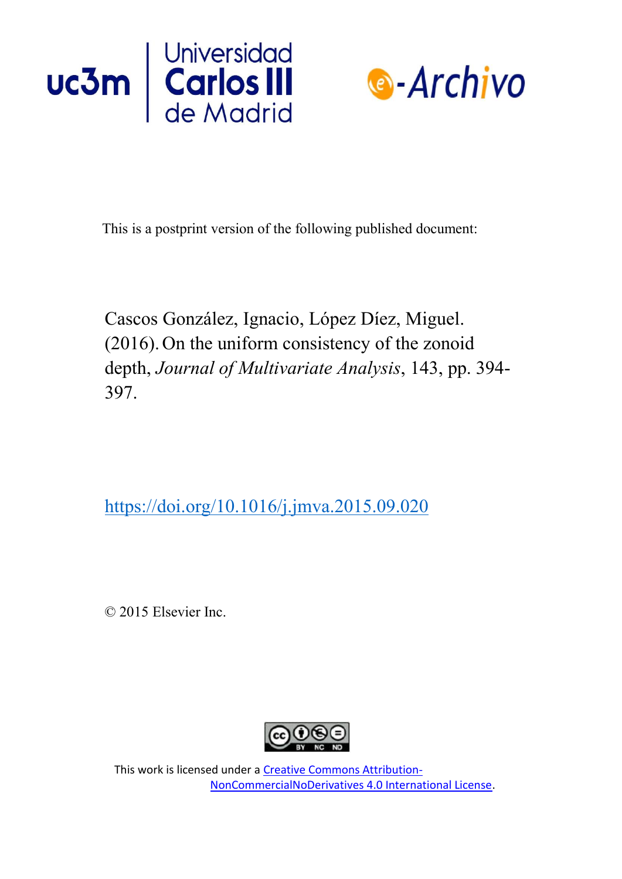This is a postprint version of the following published document:

Cascos González, Ignacio, López Díez, Miguel. (2016). On the uniform consistency of the zonoid depth, *Journal of Multivariate Analysis*, 143, pp. 394-397.

https://doi.org/10.1016/j.jmva.2015.09.020

© 2015 Elsevier Inc.

This work is licensed under a Creative Commons Attribution-NonCommercialNoDerivatives 4.0 International License.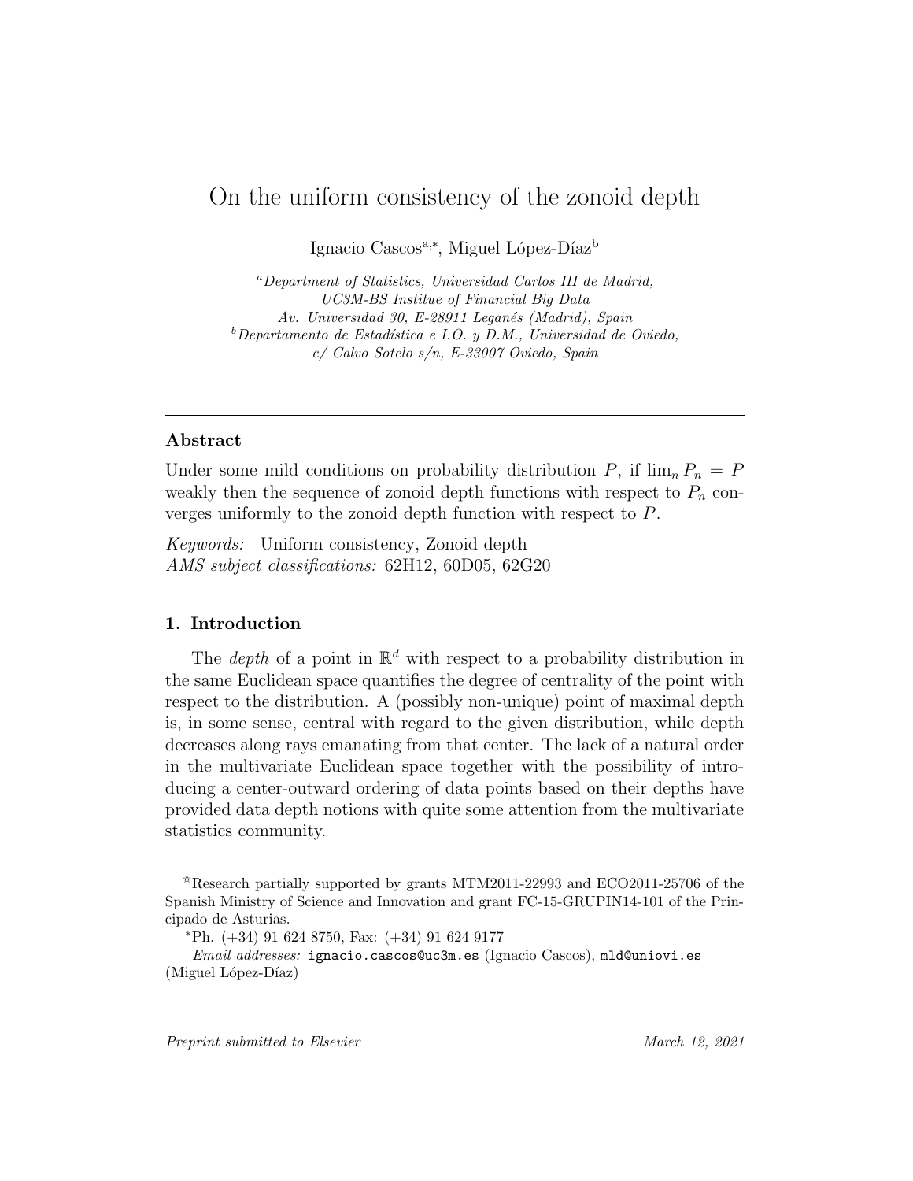# On the uniform consistency of the zoonoid depth

Ignacio Cascos[a,*], Miguel López-Díaz[b]

[a] *Department of Statistics, Universidad Carlos III de Madrid, UC3M-BS Institue of Financial Big Data Av. Universidad 30, E-28911 Leganés (Madrid), Spain*
[b] *Departamento de Estadística e I.O. y D.M., Universidad de Oviedo, c/ Calvo Sotelo s/n, E-33007 Oviedo, Spain*

---

## Abstract

Under some mild conditions on probability distribution $P$, if $\lim_n P_n = P$ weakly then the sequence of zonoid depth functions with respect to $P_n$ converges uniformly to the zonoid depth function with respect to $P$.

*Keywords:* Uniform consistency, Zonoid depth
*AMS subject classifications:* 62H12, 60D05, 62G20

---

## 1. Introduction

The *depth* of a point in $\mathbb{R}^d$ with respect to a probability distribution in the same Euclidean space quantifies the degree of centrality of the point with respect to the distribution. A (possibly non-unique) point of maximal depth is, in some sense, central with regard to the given distribution, while depth decreases along rays emanating from that center. The lack of a natural order in the multivariate Euclidean space together with the possibility of introducing a center-outward ordering of data points based on their depths have provided data depth notions with quite some attention from the multivariate statistics community.

---

[☆] Research partially supported by grants MTM2011-22993 and ECO2011-25706 of the Spanish Ministry of Science and Innovation and grant FC-15-GRUPIN14-101 of the Principado de Asturias.

[*] Ph. (+34) 91 624 8750, Fax: (+34) 91 624 9177

*Email addresses:* ignacio.cascos@uc3m.es (Ignacio Cascos), mld@uniovi.es (Miguel López-Díaz)

*Preprint submitted to Elsevier* *March 12, 2021*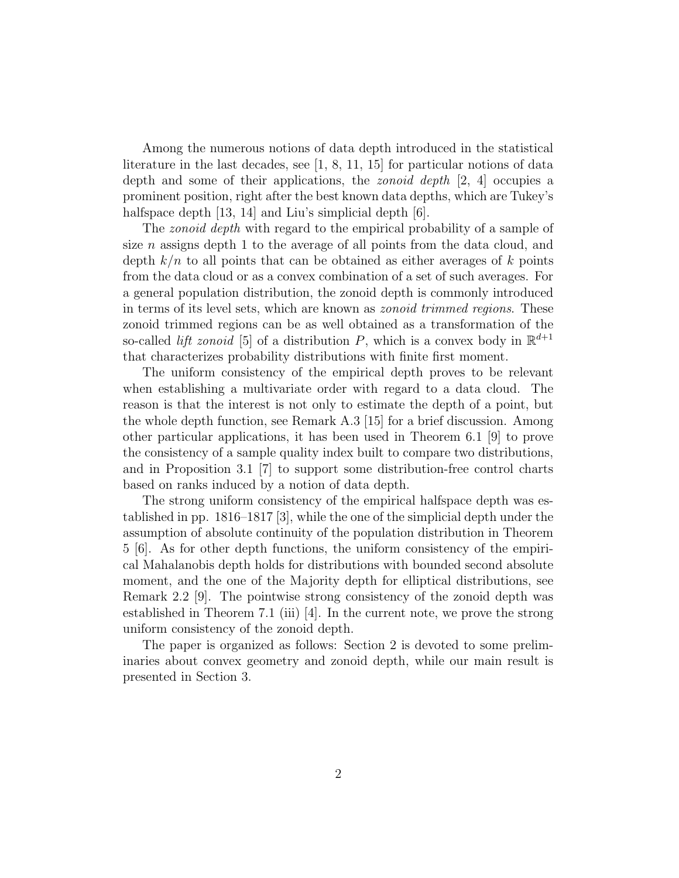Among the numerous notions of data depth introduced in the statistical literature in the last decades, see [1, 8, 11, 15] for particular notions of data depth and some of their applications, the *zonoid depth* [2, 4] occupies a prominent position, right after the best known data depths, which are Tukey's halfspace depth [13, 14] and Liu's simplicial depth [6].

The *zonoid depth* with regard to the empirical probability of a sample of size $n$ assigns depth 1 to the average of all points from the data cloud, and depth $k/n$ to all points that can be obtained as either averages of $k$ points from the data cloud or as a convex combination of a set of such averages. For a general population distribution, the zonoid depth is commonly introduced in terms of its level sets, which are known as *zonoid trimmed regions*. These zonoid trimmed regions can be as well obtained as a transformation of the so-called *lift zonoid* [5] of a distribution $P$, which is a convex body in $\mathbb{R}^{d+1}$ that characterizes probability distributions with finite first moment.

The uniform consistency of the empirical depth proves to be relevant when establishing a multivariate order with regard to a data cloud. The reason is that the interest is not only to estimate the depth of a point, but the whole depth function, see Remark A.3 [15] for a brief discussion. Among other particular applications, it has been used in Theorem 6.1 [9] to prove the consistency of a sample quality index built to compare two distributions, and in Proposition 3.1 [7] to support some distribution-free control charts based on ranks induced by a notion of data depth.

The strong uniform consistency of the empirical halfspace depth was established in pp. 1816–1817 [3], while the one of the simplicial depth under the assumption of absolute continuity of the population distribution in Theorem 5 [6]. As for other depth functions, the uniform consistency of the empirical Mahalanobis depth holds for distributions with bounded second absolute moment, and the one of the Majority depth for elliptical distributions, see Remark 2.2 [9]. The pointwise strong consistency of the zonoid depth was established in Theorem 7.1 (iii) [4]. In the current note, we prove the strong uniform consistency of the zonoid depth.

The paper is organized as follows: Section 2 is devoted to some preliminaries about convex geometry and zonoid depth, while our main result is presented in Section 3.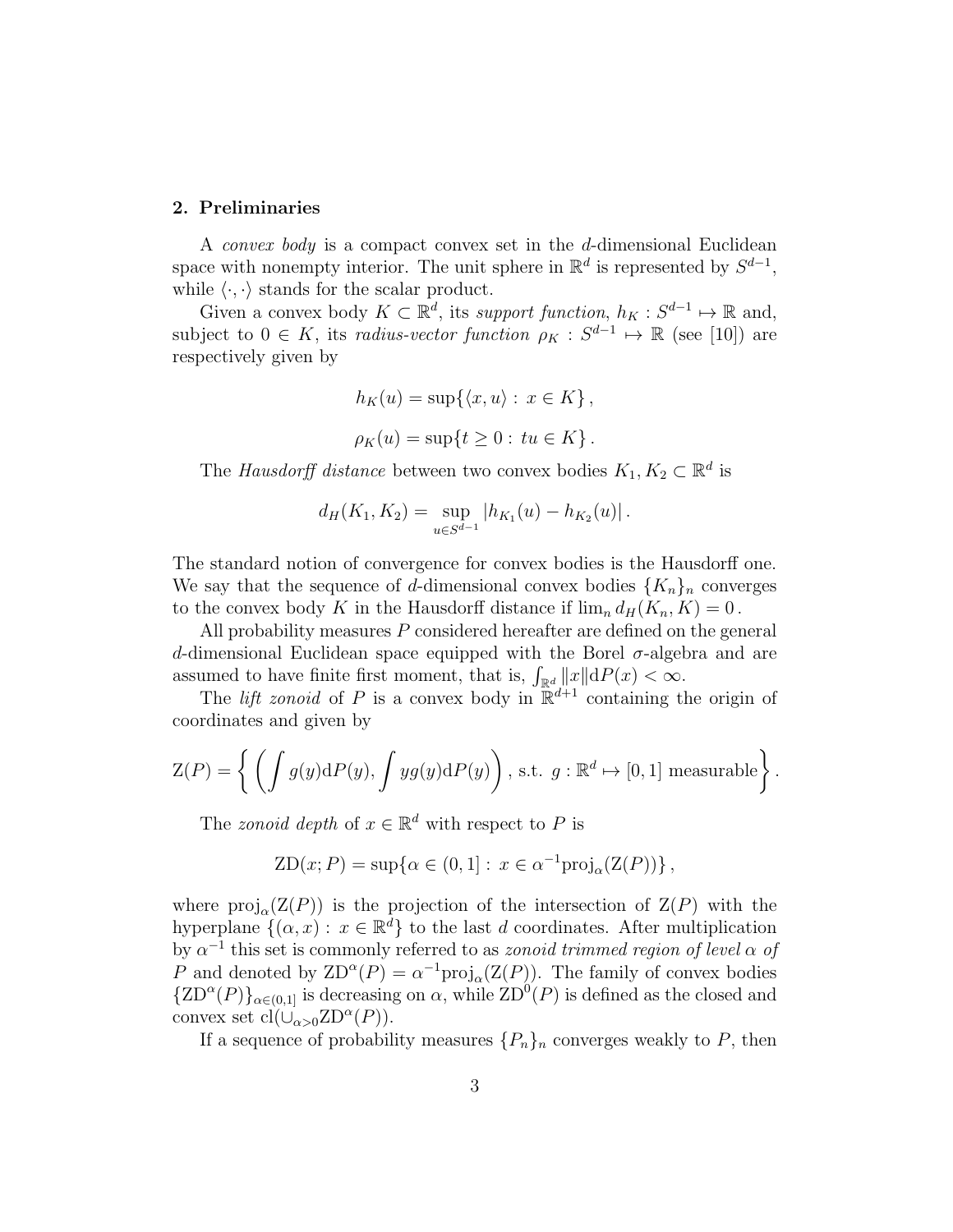## 2. Preliminaries

A *convex body* is a compact convex set in the $d$-dimensional Euclidean space with nonempty interior. The unit sphere in $\mathbb{R}^d$ is represented by $S^{d-1}$, while $\langle \cdot, \cdot \rangle$ stands for the scalar product.

Given a convex body $K \subset \mathbb{R}^d$, its *support function*, $h_K : S^{d-1} \mapsto \mathbb{R}$ and, subject to $0 \in K$, its *radius-vector function* $\rho_K : S^{d-1} \mapsto \mathbb{R}$ (see [10]) are respectively given by

$$h_K(u) = \sup\{\langle x, u \rangle : x \in K\},$$

$$\rho_K(u) = \sup\{t \geq 0 : tu \in K\}.$$

The *Hausdorff distance* between two convex bodies $K_1, K_2 \subset \mathbb{R}^d$ is

$$d_H(K_1, K_2) = \sup_{u \in S^{d-1}} |h_{K_1}(u) - h_{K_2}(u)|.$$

The standard notion of convergence for convex bodies is the Hausdorff one. We say that the sequence of $d$-dimensional convex bodies $\{K_n\}_n$ converges to the convex body $K$ in the Hausdorff distance if $\lim_n d_H(K_n, K) = 0$.

All probability measures $P$ considered hereafter are defined on the general $d$-dimensional Euclidean space equipped with the Borel $\sigma$-algebra and are assumed to have finite first moment, that is, $\int_{\mathbb{R}^d} \|x\| \mathrm{d}P(x) < \infty$.

The *lift zonoid* of $P$ is a convex body in $\mathbb{R}^{d+1}$ containing the origin of coordinates and given by

$$\mathrm{Z}(P) = \left\{ \left( \int g(y)\mathrm{d}P(y), \int y g(y)\mathrm{d}P(y) \right), \text{ s.t. } g : \mathbb{R}^d \mapsto [0,1] \text{ measurable} \right\}.$$

The *zonoid depth* of $x \in \mathbb{R}^d$ with respect to $P$ is

$$\mathrm{ZD}(x; P) = \sup\{\alpha \in (0,1] : x \in \alpha^{-1}\mathrm{proj}_\alpha(\mathrm{Z}(P))\},$$

where $\mathrm{proj}_\alpha(\mathrm{Z}(P))$ is the projection of the intersection of $\mathrm{Z}(P)$ with the hyperplane $\{(\alpha, x) : x \in \mathbb{R}^d\}$ to the last $d$ coordinates. After multiplication by $\alpha^{-1}$ this set is commonly referred to as *zonoid trimmed region of level $\alpha$ of* $P$ and denoted by $\mathrm{ZD}^\alpha(P) = \alpha^{-1}\mathrm{proj}_\alpha(\mathrm{Z}(P))$. The family of convex bodies $\{\mathrm{ZD}^\alpha(P)\}_{\alpha \in (0,1]}$ is decreasing on $\alpha$, while $\mathrm{ZD}^0(P)$ is defined as the closed and convex set $\mathrm{cl}(\cup_{\alpha > 0}\mathrm{ZD}^\alpha(P))$.

If a sequence of probability measures $\{P_n\}_n$ converges weakly to $P$, then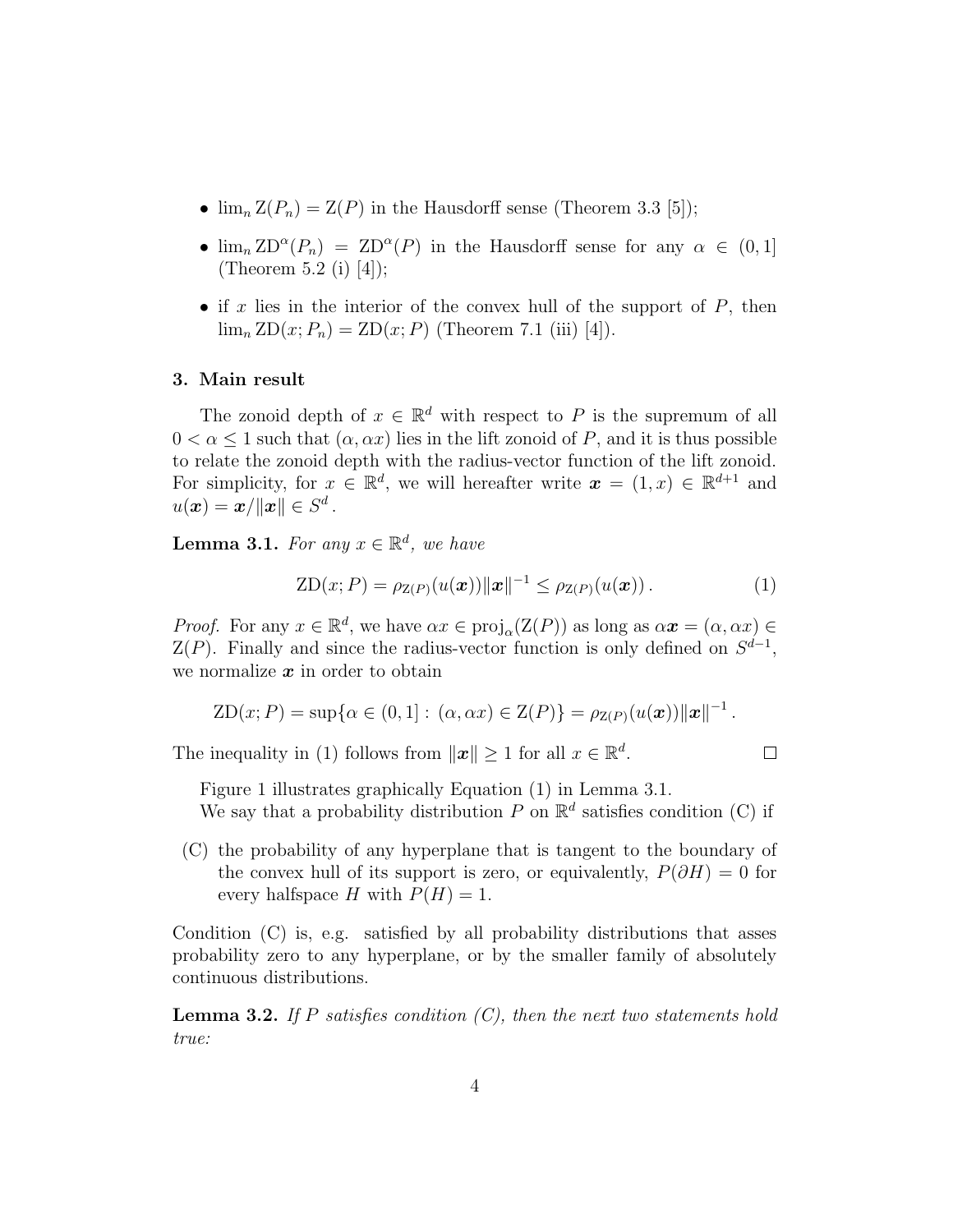- $\lim_n \mathrm{Z}(P_n) = \mathrm{Z}(P)$ in the Hausdorff sense (Theorem 3.3 [5]);
- $\lim_n \mathrm{ZD}^\alpha(P_n) = \mathrm{ZD}^\alpha(P)$ in the Hausdorff sense for any $\alpha \in (0, 1]$ (Theorem 5.2 (i) [4]);
- if $x$ lies in the interior of the convex hull of the support of $P$, then $\lim_n \mathrm{ZD}(x; P_n) = \mathrm{ZD}(x; P)$ (Theorem 7.1 (iii) [4]).

## 3. Main result

The zonoid depth of $x \in \mathbb{R}^d$ with respect to $P$ is the supremum of all $0 < \alpha \leq 1$ such that $(\alpha, \alpha x)$ lies in the lift zonoid of $P$, and it is thus possible to relate the zonoid depth with the radius-vector function of the lift zonoid. For simplicity, for $x \in \mathbb{R}^d$, we will hereafter write $\boldsymbol{x} = (1, x) \in \mathbb{R}^{d+1}$ and $u(\boldsymbol{x}) = \boldsymbol{x}/\|\boldsymbol{x}\| \in S^d$.

**Lemma 3.1.** *For any $x \in \mathbb{R}^d$, we have*

$$\mathrm{ZD}(x; P) = \rho_{\mathrm{Z}(P)}(u(\boldsymbol{x}))\|\boldsymbol{x}\|^{-1} \leq \rho_{\mathrm{Z}(P)}(u(\boldsymbol{x})) \,. \tag{1}$$

*Proof.* For any $x \in \mathbb{R}^d$, we have $\alpha x \in \mathrm{proj}_\alpha(\mathrm{Z}(P))$ as long as $\alpha\boldsymbol{x} = (\alpha, \alpha x) \in \mathrm{Z}(P)$. Finally and since the radius-vector function is only defined on $S^{d-1}$, we normalize $\boldsymbol{x}$ in order to obtain

$$\mathrm{ZD}(x; P) = \sup\{\alpha \in (0, 1] : (\alpha, \alpha x) \in \mathrm{Z}(P)\} = \rho_{\mathrm{Z}(P)}(u(\boldsymbol{x}))\|\boldsymbol{x}\|^{-1} \,.$$

The inequality in (1) follows from $\|\boldsymbol{x}\| \geq 1$ for all $x \in \mathbb{R}^d$. $\square$

Figure 1 illustrates graphically Equation (1) in Lemma 3.1.

We say that a probability distribution $P$ on $\mathbb{R}^d$ satisfies condition (C) if

(C) the probability of any hyperplane that is tangent to the boundary of the convex hull of its support is zero, or equivalently, $P(\partial H) = 0$ for every halfspace $H$ with $P(H) = 1$.

Condition (C) is, e.g. satisfied by all probability distributions that asses probability zero to any hyperplane, or by the smaller family of absolutely continuous distributions.

**Lemma 3.2.** *If $P$ satisfies condition (C), then the next two statements hold true:*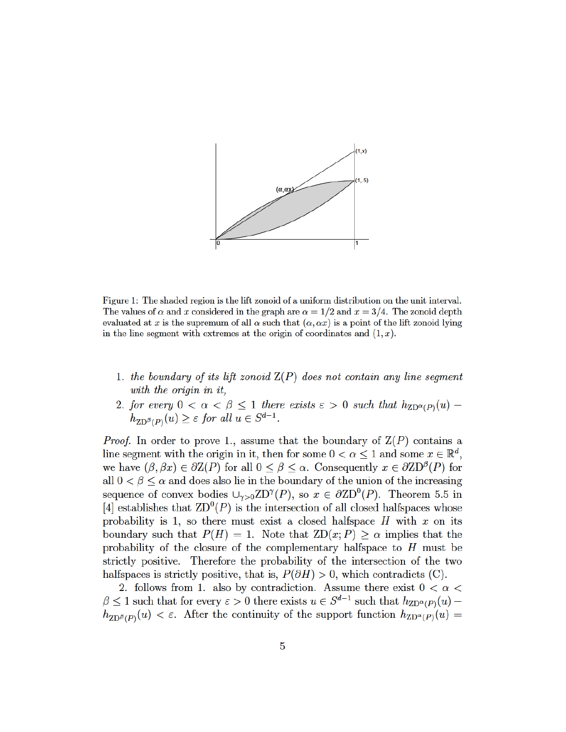Figure 1: The shaded region is the lift zonoid of a uniform distribution on the unit interval. The values of $\alpha$ and $x$ considered in the graph are $\alpha = 1/2$ and $x = 3/4$. The zonoid depth evaluated at $x$ is the supremum of all $\alpha$ such that $(\alpha, \alpha x)$ is a point of the lift zonoid lying in the line segment with extremes at the origin of coordinates and $(1, x)$.

1. *the boundary of its lift zonoid* $\mathrm{Z}(P)$ *does not contain any line segment with the origin in it,*
2. *for every* $0 < \alpha < \beta \leq 1$ *there exists* $\varepsilon > 0$ *such that* $h_{\mathrm{ZD}^{\alpha}(P)}(u) - h_{\mathrm{ZD}^{\beta}(P)}(u) \geq \varepsilon$ *for all* $u \in S^{d-1}$.

*Proof.* In order to prove 1., assume that the boundary of $\mathrm{Z}(P)$ contains a line segment with the origin in it, then for some $0 < \alpha \leq 1$ and some $x \in \mathbb{R}^d$, we have $(\beta, \beta x) \in \partial \mathrm{Z}(P)$ for all $0 \leq \beta \leq \alpha$. Consequently $x \in \partial \mathrm{ZD}^{\beta}(P)$ for all $0 < \beta \leq \alpha$ and does also lie in the boundary of the union of the increasing sequence of convex bodies $\cup_{\gamma > 0} \mathrm{ZD}^{\gamma}(P)$, so $x \in \partial \mathrm{ZD}^{0}(P)$. Theorem 5.5 in [4] establishes that $\mathrm{ZD}^{0}(P)$ is the intersection of all closed halfspaces whose probability is 1, so there must exist a closed halfspace $H$ with $x$ on its boundary such that $P(H) = 1$. Note that $\mathrm{ZD}(x; P) \geq \alpha$ implies that the probability of the closure of the complementary halfspace to $H$ must be strictly positive. Therefore the probability of the intersection of the two halfspaces is strictly positive, that is, $P(\partial H) > 0$, which contradicts (C).

2. follows from 1. also by contradiction. Assume there exist $0 < \alpha < \beta \leq 1$ such that for every $\varepsilon > 0$ there exists $u \in S^{d-1}$ such that $h_{\mathrm{ZD}^{\alpha}(P)}(u) - h_{\mathrm{ZD}^{\beta}(P)}(u) < \varepsilon$. After the continuity of the support function $h_{\mathrm{ZD}^{\alpha}(P)}(u) =$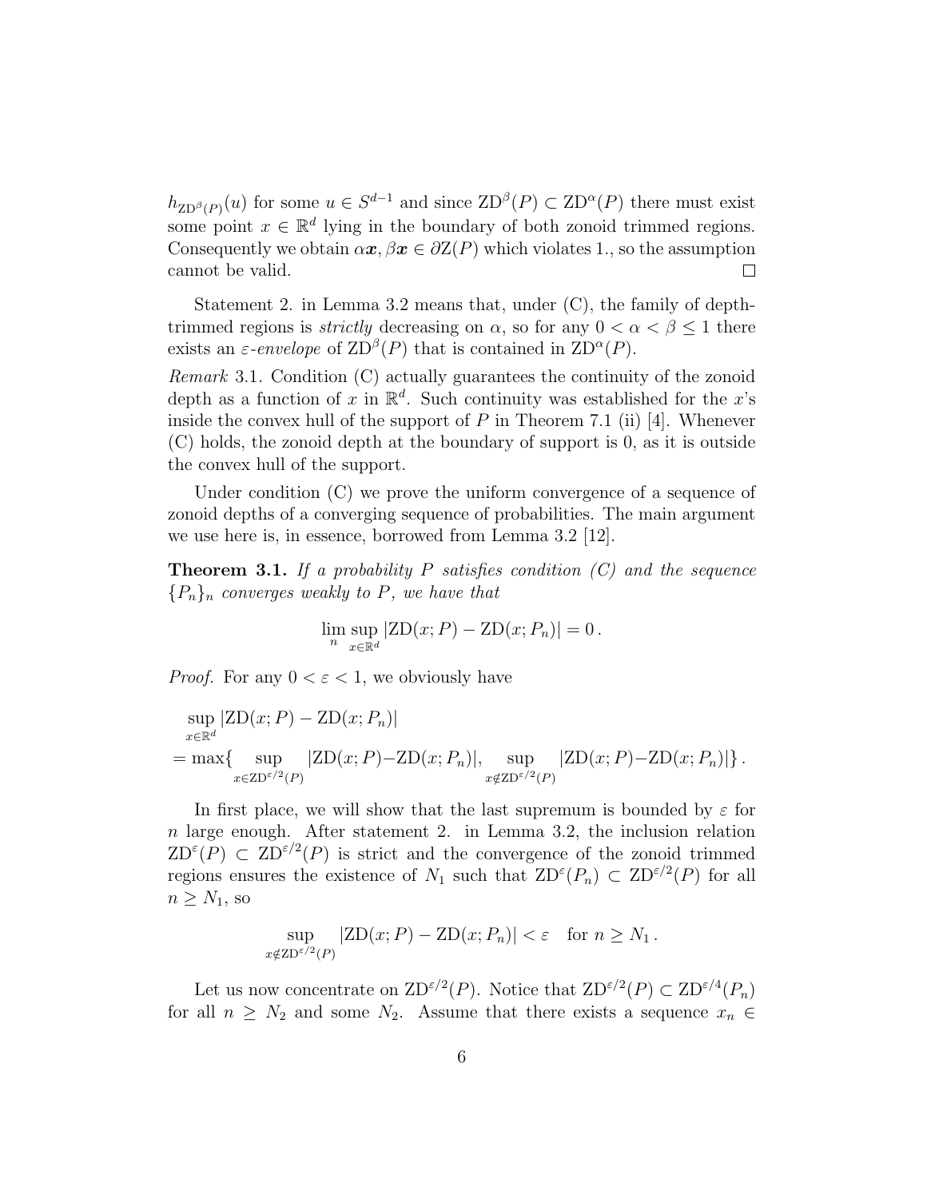$h_{\mathrm{ZD}^\beta(P)}(u)$ for some $u \in S^{d-1}$ and since $\mathrm{ZD}^\beta(P) \subset \mathrm{ZD}^\alpha(P)$ there must exist some point $x \in \mathbb{R}^d$ lying in the boundary of both zonoid trimmed regions. Consequently we obtain $\alpha \boldsymbol{x}, \beta \boldsymbol{x} \in \partial \mathrm{Z}(P)$ which violates 1., so the assumption cannot be valid. $\square$

Statement 2. in Lemma 3.2 means that, under (C), the family of depth-trimmed regions is *strictly* decreasing on $\alpha$, so for any $0 < \alpha < \beta \leq 1$ there exists an $\varepsilon$-*envelope* of $\mathrm{ZD}^\beta(P)$ that is contained in $\mathrm{ZD}^\alpha(P)$.

*Remark* 3.1. Condition (C) actually guarantees the continuity of the zonoid depth as a function of $x$ in $\mathbb{R}^d$. Such continuity was established for the $x$'s inside the convex hull of the support of $P$ in Theorem 7.1 (ii) [4]. Whenever (C) holds, the zonoid depth at the boundary of support is 0, as it is outside the convex hull of the support.

Under condition (C) we prove the uniform convergence of a sequence of zonoid depths of a converging sequence of probabilities. The main argument we use here is, in essence, borrowed from Lemma 3.2 [12].

**Theorem 3.1.** *If a probability $P$ satisfies condition (C) and the sequence $\{P_n\}_n$ converges weakly to $P$, we have that*

$$\lim_n \sup_{x \in \mathbb{R}^d} |\mathrm{ZD}(x; P) - \mathrm{ZD}(x; P_n)| = 0\,.$$

*Proof.* For any $0 < \varepsilon < 1$, we obviously have

$$\begin{aligned}
&\sup_{x \in \mathbb{R}^d} |\mathrm{ZD}(x; P) - \mathrm{ZD}(x; P_n)| \\
&= \max\{ \sup_{x \in \mathrm{ZD}^{\varepsilon/2}(P)} |\mathrm{ZD}(x; P) - \mathrm{ZD}(x; P_n)|, \sup_{x \notin \mathrm{ZD}^{\varepsilon/2}(P)} |\mathrm{ZD}(x; P) - \mathrm{ZD}(x; P_n)| \}\,.
\end{aligned}$$

In first place, we will show that the last supremum is bounded by $\varepsilon$ for $n$ large enough. After statement 2. in Lemma 3.2, the inclusion relation $\mathrm{ZD}^\varepsilon(P) \subset \mathrm{ZD}^{\varepsilon/2}(P)$ is strict and the convergence of the zonoid trimmed regions ensures the existence of $N_1$ such that $\mathrm{ZD}^\varepsilon(P_n) \subset \mathrm{ZD}^{\varepsilon/2}(P)$ for all $n \geq N_1$, so

$$\sup_{x \notin \mathrm{ZD}^{\varepsilon/2}(P)} |\mathrm{ZD}(x; P) - \mathrm{ZD}(x; P_n)| < \varepsilon \quad \text{for } n \geq N_1\,.$$

Let us now concentrate on $\mathrm{ZD}^{\varepsilon/2}(P)$. Notice that $\mathrm{ZD}^{\varepsilon/2}(P) \subset \mathrm{ZD}^{\varepsilon/4}(P_n)$ for all $n \geq N_2$ and some $N_2$. Assume that there exists a sequence $x_n \in$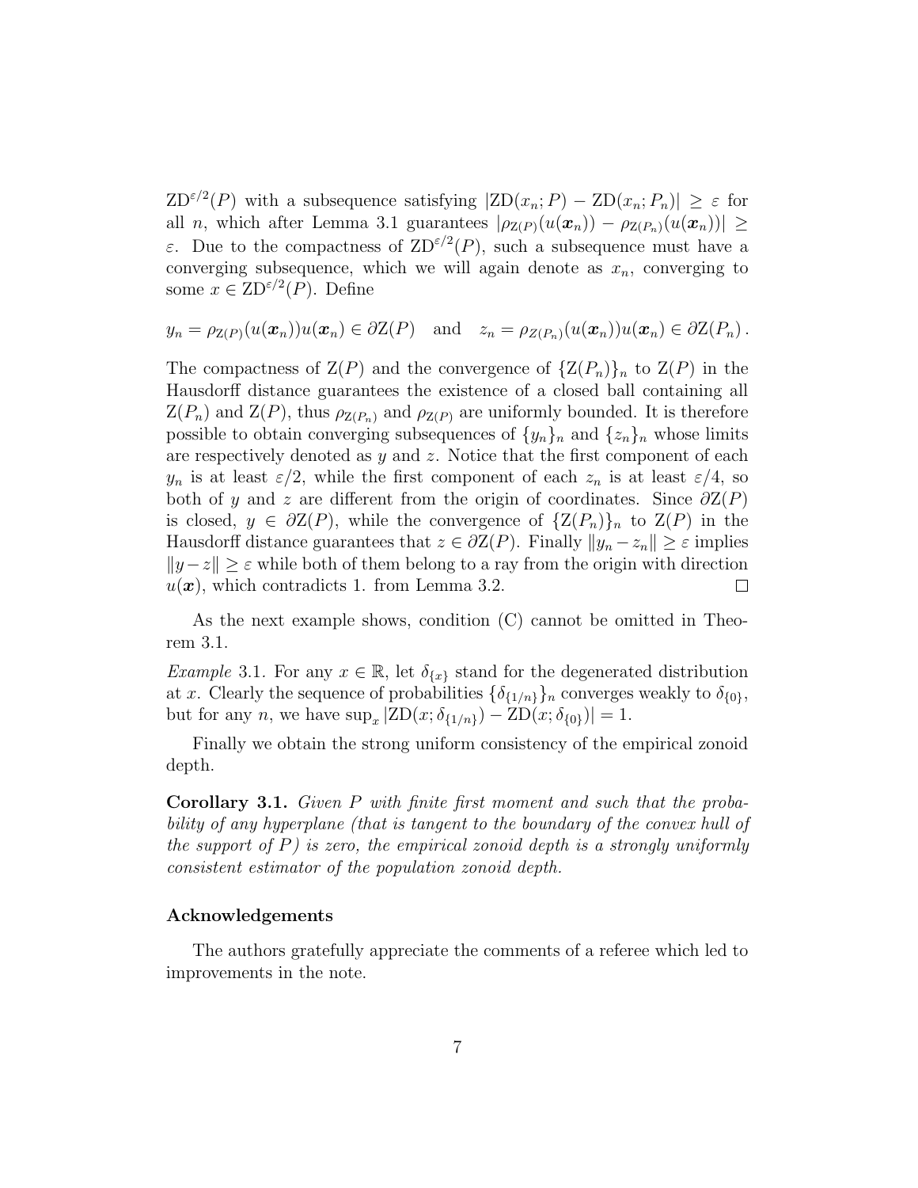$\mathrm{ZD}^{\varepsilon/2}(P)$ with a subsequence satisfying $|\mathrm{ZD}(x_n; P) - \mathrm{ZD}(x_n; P_n)| \geq \varepsilon$ for all $n$, which after Lemma 3.1 guarantees $|\rho_{\mathrm{Z}(P)}(u(\boldsymbol{x}_n)) - \rho_{\mathrm{Z}(P_n)}(u(\boldsymbol{x}_n))| \geq \varepsilon$. Due to the compactness of $\mathrm{ZD}^{\varepsilon/2}(P)$, such a subsequence must have a converging subsequence, which we will again denote as $x_n$, converging to some $x \in \mathrm{ZD}^{\varepsilon/2}(P)$. Define

$$y_n = \rho_{\mathrm{Z}(P)}(u(\boldsymbol{x}_n))u(\boldsymbol{x}_n) \in \partial \mathrm{Z}(P) \quad \text{and} \quad z_n = \rho_{Z(P_n)}(u(\boldsymbol{x}_n))u(\boldsymbol{x}_n) \in \partial \mathrm{Z}(P_n)\,.$$

The compactness of $\mathrm{Z}(P)$ and the convergence of $\{\mathrm{Z}(P_n)\}_n$ to $\mathrm{Z}(P)$ in the Hausdorff distance guarantees the existence of a closed ball containing all $\mathrm{Z}(P_n)$ and $\mathrm{Z}(P)$, thus $\rho_{\mathrm{Z}(P_n)}$ and $\rho_{\mathrm{Z}(P)}$ are uniformly bounded. It is therefore possible to obtain converging subsequences of $\{y_n\}_n$ and $\{z_n\}_n$ whose limits are respectively denoted as $y$ and $z$. Notice that the first component of each $y_n$ is at least $\varepsilon/2$, while the first component of each $z_n$ is at least $\varepsilon/4$, so both of $y$ and $z$ are different from the origin of coordinates. Since $\partial \mathrm{Z}(P)$ is closed, $y \in \partial \mathrm{Z}(P)$, while the convergence of $\{\mathrm{Z}(P_n)\}_n$ to $\mathrm{Z}(P)$ in the Hausdorff distance guarantees that $z \in \partial \mathrm{Z}(P)$. Finally $\|y_n - z_n\| \geq \varepsilon$ implies $\|y - z\| \geq \varepsilon$ while both of them belong to a ray from the origin with direction $u(\boldsymbol{x})$, which contradicts 1. from Lemma 3.2. □

As the next example shows, condition (C) cannot be omitted in Theorem 3.1.

*Example* 3.1. For any $x \in \mathbb{R}$, let $\delta_{\{x\}}$ stand for the degenerated distribution at $x$. Clearly the sequence of probabilities $\{\delta_{\{1/n\}}\}_n$ converges weakly to $\delta_{\{0\}}$, but for any $n$, we have $\sup_x |\mathrm{ZD}(x; \delta_{\{1/n\}}) - \mathrm{ZD}(x; \delta_{\{0\}})| = 1$.

Finally we obtain the strong uniform consistency of the empirical zonoid depth.

**Corollary 3.1.** *Given $P$ with finite first moment and such that the probability of any hyperplane (that is tangent to the boundary of the convex hull of the support of $P$) is zero, the empirical zonoid depth is a strongly uniformly consistent estimator of the population zonoid depth.*

### Acknowledgements

The authors gratefully appreciate the comments of a referee which led to improvements in the note.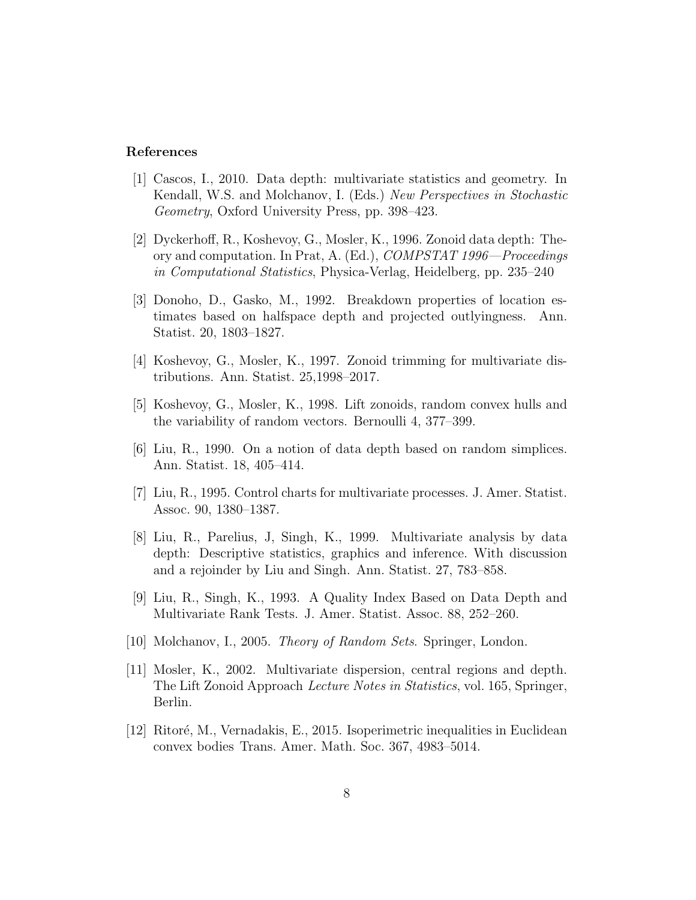## References

[1] Cascos, I., 2010. Data depth: multivariate statistics and geometry. In Kendall, W.S. and Molchanov, I. (Eds.) *New Perspectives in Stochastic Geometry*, Oxford University Press, pp. 398–423.

[2] Dyckerhoff, R., Koshevoy, G., Mosler, K., 1996. Zonoid data depth: Theory and computation. In Prat, A. (Ed.), *COMPSTAT 1996—Proceedings in Computational Statistics*, Physica-Verlag, Heidelberg, pp. 235–240

[3] Donoho, D., Gasko, M., 1992. Breakdown properties of location estimates based on halfspace depth and projected outlyingness. Ann. Statist. 20, 1803–1827.

[4] Koshevoy, G., Mosler, K., 1997. Zonoid trimming for multivariate distributions. Ann. Statist. 25,1998–2017.

[5] Koshevoy, G., Mosler, K., 1998. Lift zonoids, random convex hulls and the variability of random vectors. Bernoulli 4, 377–399.

[6] Liu, R., 1990. On a notion of data depth based on random simplices. Ann. Statist. 18, 405–414.

[7] Liu, R., 1995. Control charts for multivariate processes. J. Amer. Statist. Assoc. 90, 1380–1387.

[8] Liu, R., Parelius, J, Singh, K., 1999. Multivariate analysis by data depth: Descriptive statistics, graphics and inference. With discussion and a rejoinder by Liu and Singh. Ann. Statist. 27, 783–858.

[9] Liu, R., Singh, K., 1993. A Quality Index Based on Data Depth and Multivariate Rank Tests. J. Amer. Statist. Assoc. 88, 252–260.

[10] Molchanov, I., 2005. *Theory of Random Sets*. Springer, London.

[11] Mosler, K., 2002. Multivariate dispersion, central regions and depth. The Lift Zonoid Approach *Lecture Notes in Statistics*, vol. 165, Springer, Berlin.

[12] Ritoré, M., Vernadakis, E., 2015. Isoperimetric inequalities in Euclidean convex bodies Trans. Amer. Math. Soc. 367, 4983–5014.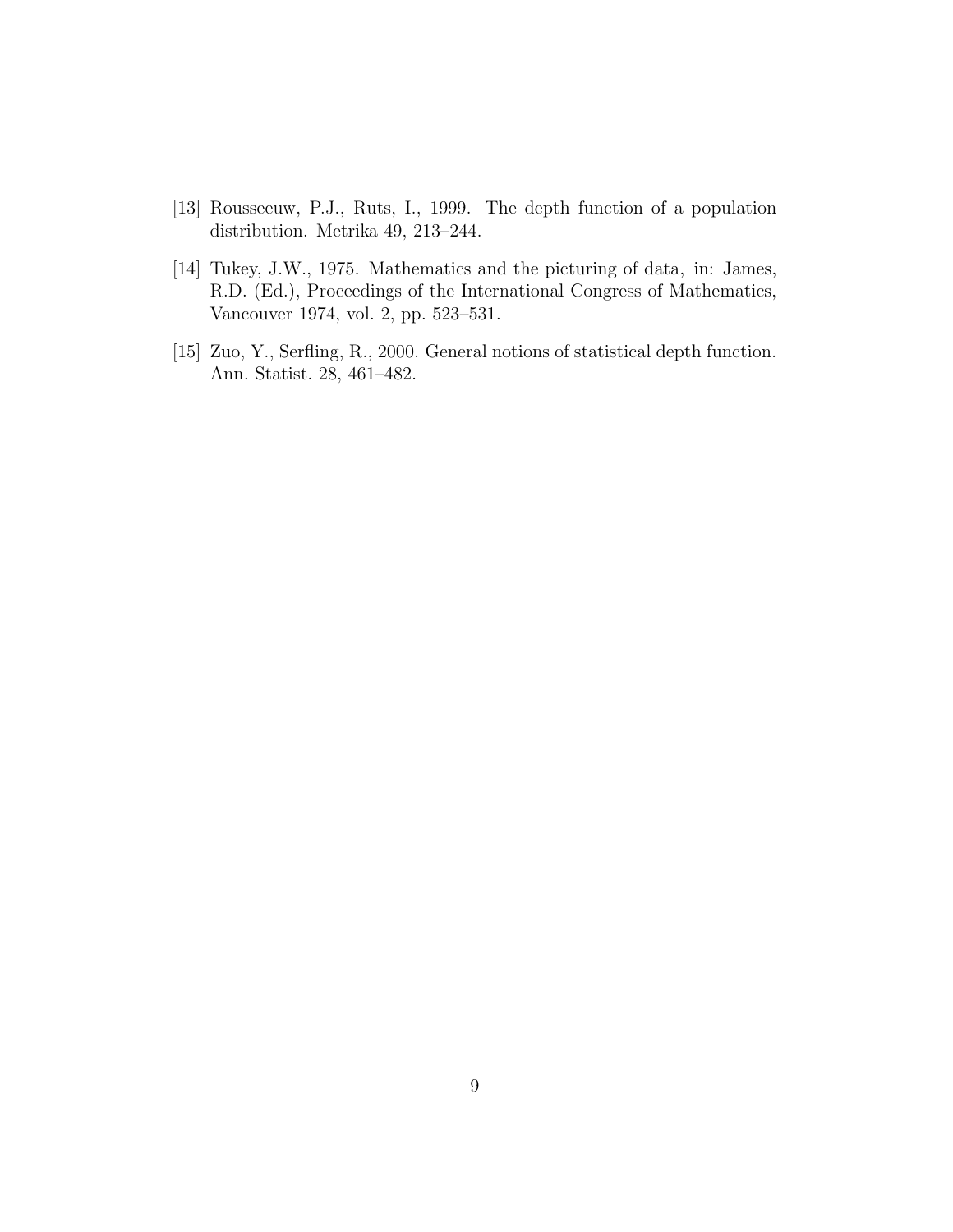[13] Rousseeuw, P.J., Ruts, I., 1999. The depth function of a population distribution. Metrika 49, 213–244.

[14] Tukey, J.W., 1975. Mathematics and the picturing of data, in: James, R.D. (Ed.), Proceedings of the International Congress of Mathematics, Vancouver 1974, vol. 2, pp. 523–531.

[15] Zuo, Y., Serfling, R., 2000. General notions of statistical depth function. Ann. Statist. 28, 461–482.